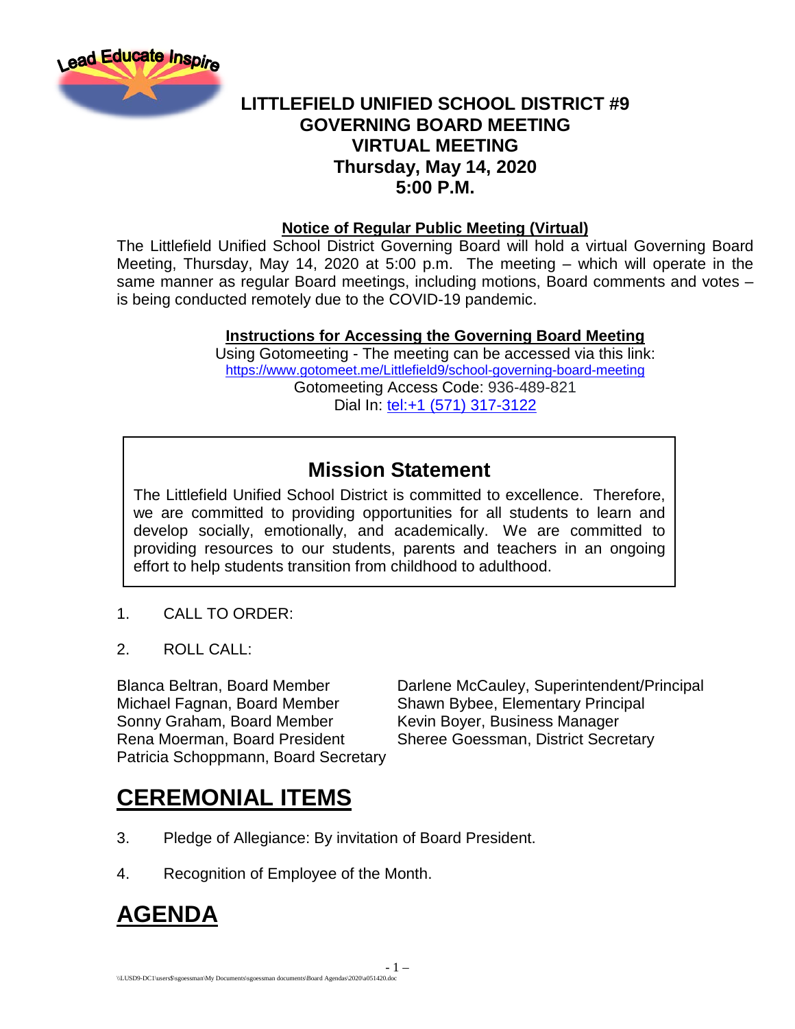# LITTLEFIELD UNIFIED SCHOOL DISTRICT #9
# GOVERNING BOARD MEETING
# VIRTUAL MEETING
# Thursday, May 14, 2020
# 5:00 P.M.

**Notice of Regular Public Meeting (Virtual)**

The Littlefield Unified School District Governing Board will hold a virtual Governing Board Meeting, Thursday, May 14, 2020 at 5:00 p.m. The meeting – which will operate in the same manner as regular Board meetings, including motions, Board comments and votes – is being conducted remotely due to the COVID-19 pandemic.

**Instructions for Accessing the Governing Board Meeting**

Using Gotomeeting - The meeting can be accessed via this link:
https://www.gotomeet.me/Littlefield9/school-governing-board-meeting
Gotomeeting Access Code: 936-489-821
Dial In: tel:+1 (571) 317-3122

## Mission Statement

The Littlefield Unified School District is committed to excellence. Therefore, we are committed to providing opportunities for all students to learn and develop socially, emotionally, and academically. We are committed to providing resources to our students, parents and teachers in an ongoing effort to help students transition from childhood to adulthood.

1. CALL TO ORDER:

2. ROLL CALL:

Blanca Beltran, Board Member
Michael Fagnan, Board Member
Sonny Graham, Board Member
Rena Moerman, Board President
Patricia Schoppmann, Board Secretary

Darlene McCauley, Superintendent/Principal
Shawn Bybee, Elementary Principal
Kevin Boyer, Business Manager
Sheree Goessman, District Secretary

# CEREMONIAL ITEMS

3. Pledge of Allegiance: By invitation of Board President.

4. Recognition of Employee of the Month.

# AGENDA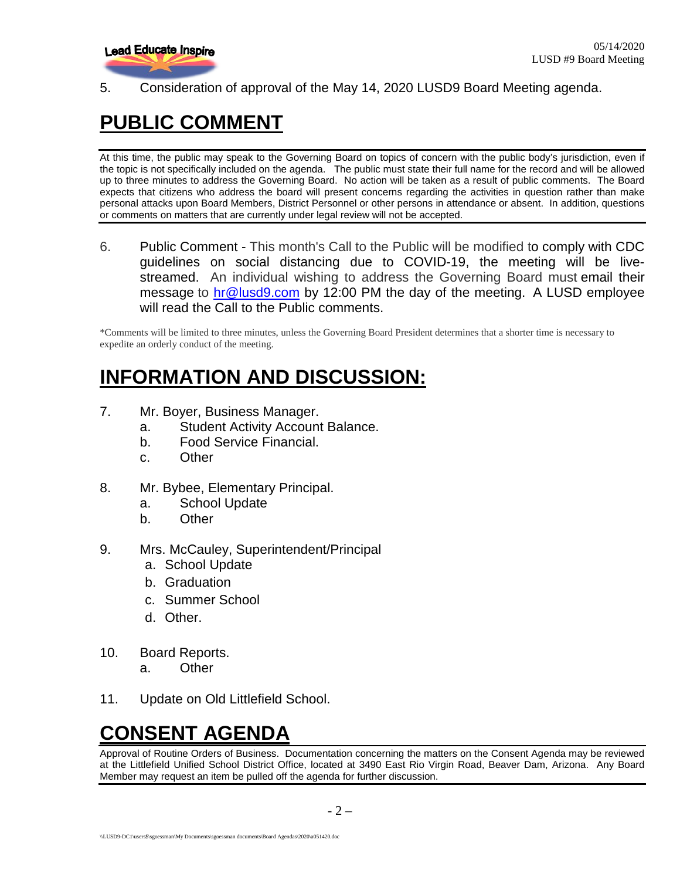5. Consideration of approval of the May 14, 2020 LUSD9 Board Meeting agenda.

# PUBLIC COMMENT

At this time, the public may speak to the Governing Board on topics of concern with the public body's jurisdiction, even if the topic is not specifically included on the agenda. The public must state their full name for the record and will be allowed up to three minutes to address the Governing Board. No action will be taken as a result of public comments. The Board expects that citizens who address the board will present concerns regarding the activities in question rather than make personal attacks upon Board Members, District Personnel or other persons in attendance or absent. In addition, questions or comments on matters that are currently under legal review will not be accepted.

6. Public Comment - This month's Call to the Public will be modified to comply with CDC guidelines on social distancing due to COVID-19, the meeting will be live-streamed. An individual wishing to address the Governing Board must email their message to hr@lusd9.com by 12:00 PM the day of the meeting. A LUSD employee will read the Call to the Public comments.

*Comments will be limited to three minutes, unless the Governing Board President determines that a shorter time is necessary to expedite an orderly conduct of the meeting.

# INFORMATION AND DISCUSSION:

7. Mr. Boyer, Business Manager.
   a. Student Activity Account Balance.
   b. Food Service Financial.
   c. Other

8. Mr. Bybee, Elementary Principal.
   a. School Update
   b. Other

9. Mrs. McCauley, Superintendent/Principal
   a. School Update
   b. Graduation
   c. Summer School
   d. Other.

10. Board Reports.
    a. Other

11. Update on Old Littlefield School.

# CONSENT AGENDA

Approval of Routine Orders of Business. Documentation concerning the matters on the Consent Agenda may be reviewed at the Littlefield Unified School District Office, located at 3490 East Rio Virgin Road, Beaver Dam, Arizona. Any Board Member may request an item be pulled off the agenda for further discussion.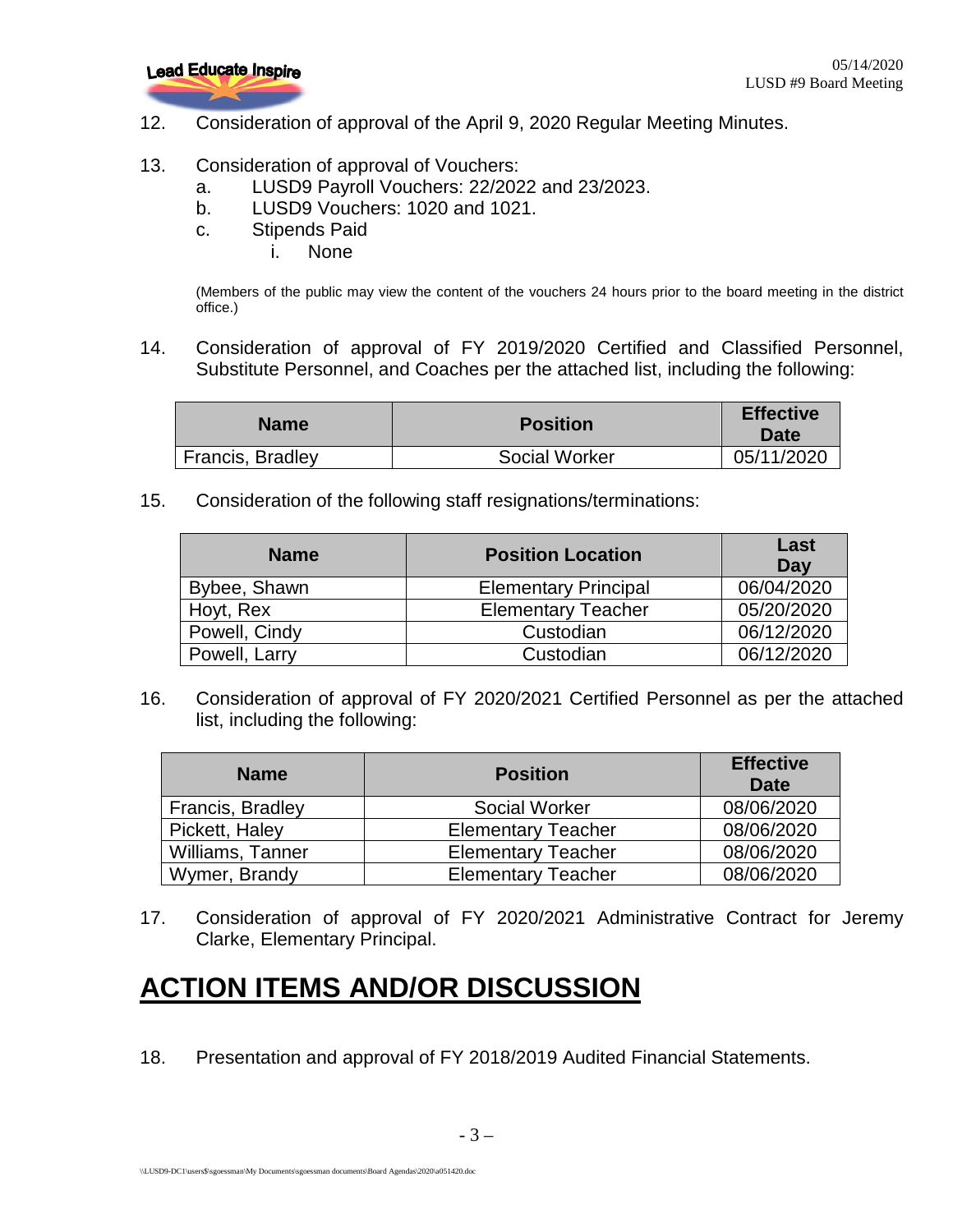12. Consideration of approval of the April 9, 2020 Regular Meeting Minutes.

13. Consideration of approval of Vouchers:
    a. LUSD9 Payroll Vouchers: 22/2022 and 23/2023.
    b. LUSD9 Vouchers: 1020 and 1021.
    c. Stipends Paid
       i. None

    (Members of the public may view the content of the vouchers 24 hours prior to the board meeting in the district office.)

14. Consideration of approval of FY 2019/2020 Certified and Classified Personnel, Substitute Personnel, and Coaches per the attached list, including the following:

| Name | Position | Effective Date |
|---|---|---|
| Francis, Bradley | Social Worker | 05/11/2020 |

15. Consideration of the following staff resignations/terminations:

| Name | Position Location | Last Day |
|---|---|---|
| Bybee, Shawn | Elementary Principal | 06/04/2020 |
| Hoyt, Rex | Elementary Teacher | 05/20/2020 |
| Powell, Cindy | Custodian | 06/12/2020 |
| Powell, Larry | Custodian | 06/12/2020 |

16. Consideration of approval of FY 2020/2021 Certified Personnel as per the attached list, including the following:

| Name | Position | Effective Date |
|---|---|---|
| Francis, Bradley | Social Worker | 08/06/2020 |
| Pickett, Haley | Elementary Teacher | 08/06/2020 |
| Williams, Tanner | Elementary Teacher | 08/06/2020 |
| Wymer, Brandy | Elementary Teacher | 08/06/2020 |

17. Consideration of approval of FY 2020/2021 Administrative Contract for Jeremy Clarke, Elementary Principal.

# ACTION ITEMS AND/OR DISCUSSION

18. Presentation and approval of FY 2018/2019 Audited Financial Statements.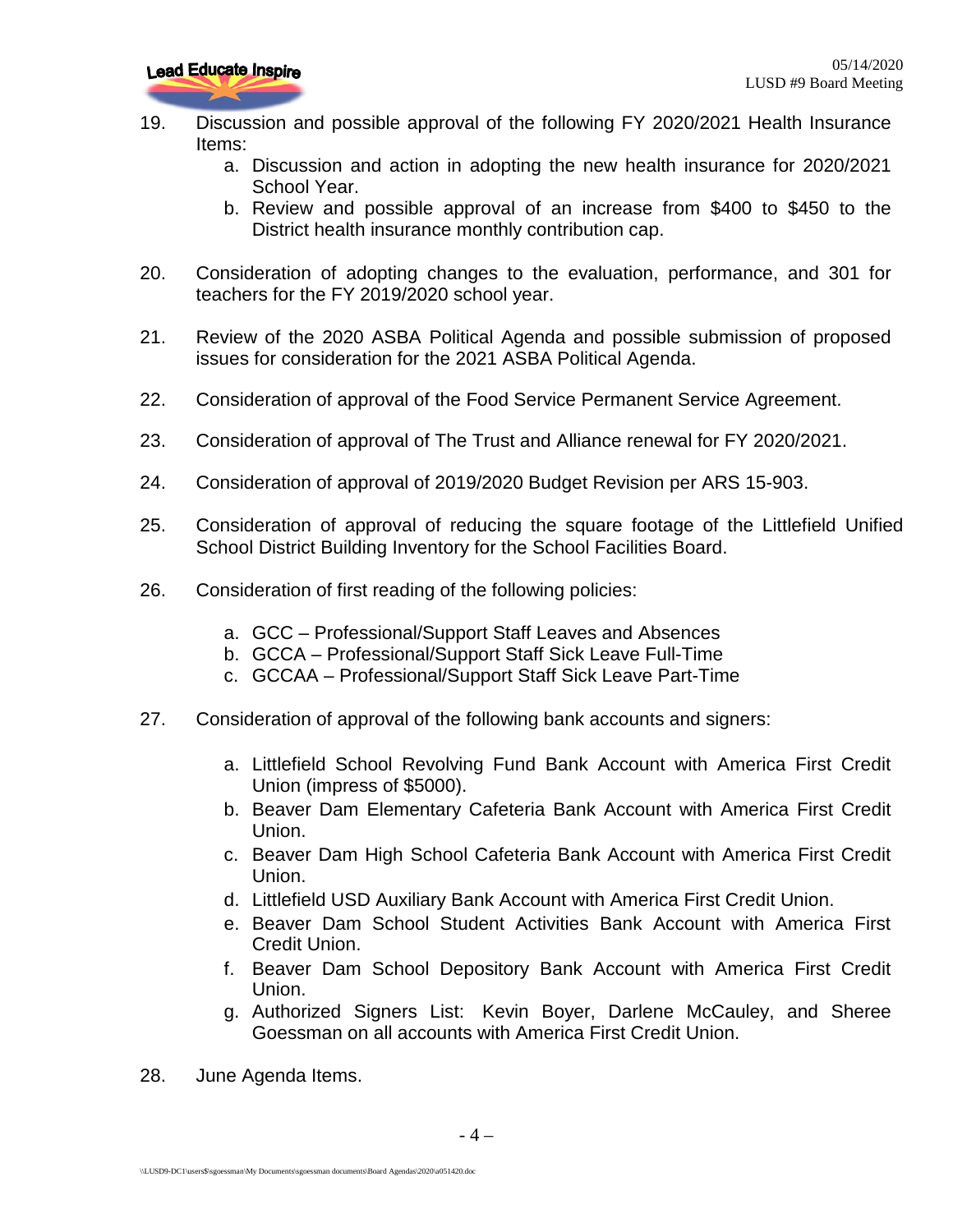19. Discussion and possible approval of the following FY 2020/2021 Health Insurance Items:
    a. Discussion and action in adopting the new health insurance for 2020/2021 School Year.
    b. Review and possible approval of an increase from $400 to $450 to the District health insurance monthly contribution cap.

20. Consideration of adopting changes to the evaluation, performance, and 301 for teachers for the FY 2019/2020 school year.

21. Review of the 2020 ASBA Political Agenda and possible submission of proposed issues for consideration for the 2021 ASBA Political Agenda.

22. Consideration of approval of the Food Service Permanent Service Agreement.

23. Consideration of approval of The Trust and Alliance renewal for FY 2020/2021.

24. Consideration of approval of 2019/2020 Budget Revision per ARS 15-903.

25. Consideration of approval of reducing the square footage of the Littlefield Unified School District Building Inventory for the School Facilities Board.

26. Consideration of first reading of the following policies:

    a. GCC – Professional/Support Staff Leaves and Absences
    b. GCCA – Professional/Support Staff Sick Leave Full-Time
    c. GCCAA – Professional/Support Staff Sick Leave Part-Time

27. Consideration of approval of the following bank accounts and signers:

    a. Littlefield School Revolving Fund Bank Account with America First Credit Union (impress of $5000).
    b. Beaver Dam Elementary Cafeteria Bank Account with America First Credit Union.
    c. Beaver Dam High School Cafeteria Bank Account with America First Credit Union.
    d. Littlefield USD Auxiliary Bank Account with America First Credit Union.
    e. Beaver Dam School Student Activities Bank Account with America First Credit Union.
    f. Beaver Dam School Depository Bank Account with America First Credit Union.
    g. Authorized Signers List: Kevin Boyer, Darlene McCauley, and Sheree Goessman on all accounts with America First Credit Union.

28. June Agenda Items.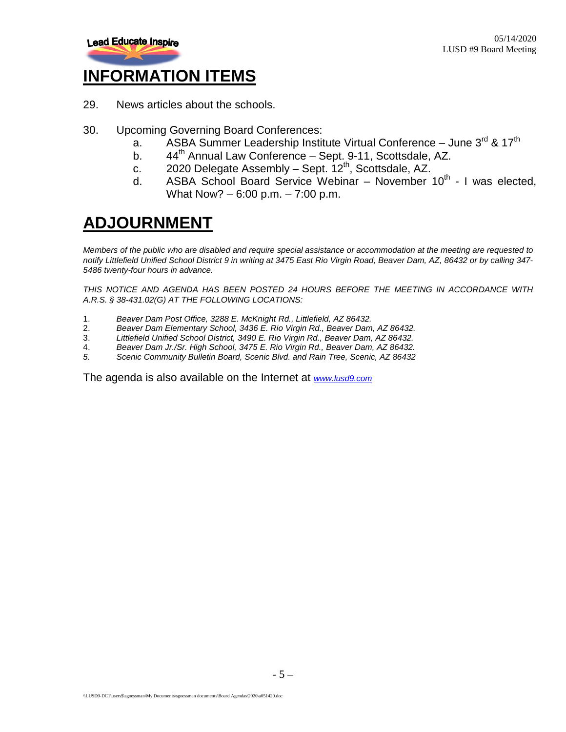# INFORMATION ITEMS

29. News articles about the schools.

30. Upcoming Governing Board Conferences:
    a. ASBA Summer Leadership Institute Virtual Conference – June 3rd & 17th
    b. 44th Annual Law Conference – Sept. 9-11, Scottsdale, AZ.
    c. 2020 Delegate Assembly – Sept. 12th, Scottsdale, AZ.
    d. ASBA School Board Service Webinar – November 10th - I was elected, What Now? – 6:00 p.m. – 7:00 p.m.

# ADJOURNMENT

*Members of the public who are disabled and require special assistance or accommodation at the meeting are requested to notify Littlefield Unified School District 9 in writing at 3475 East Rio Virgin Road, Beaver Dam, AZ, 86432 or by calling 347-5486 twenty-four hours in advance.*

*THIS NOTICE AND AGENDA HAS BEEN POSTED 24 HOURS BEFORE THE MEETING IN ACCORDANCE WITH A.R.S. § 38-431.02(G) AT THE FOLLOWING LOCATIONS:*

1. *Beaver Dam Post Office, 3288 E. McKnight Rd., Littlefield, AZ 86432.*
2. *Beaver Dam Elementary School, 3436 E. Rio Virgin Rd., Beaver Dam, AZ 86432.*
3. *Littlefield Unified School District, 3490 E. Rio Virgin Rd., Beaver Dam, AZ 86432.*
4. *Beaver Dam Jr./Sr. High School, 3475 E. Rio Virgin Rd., Beaver Dam, AZ 86432.*
5. *Scenic Community Bulletin Board, Scenic Blvd. and Rain Tree, Scenic, AZ 86432*

The agenda is also available on the Internet at *www.lusd9.com*